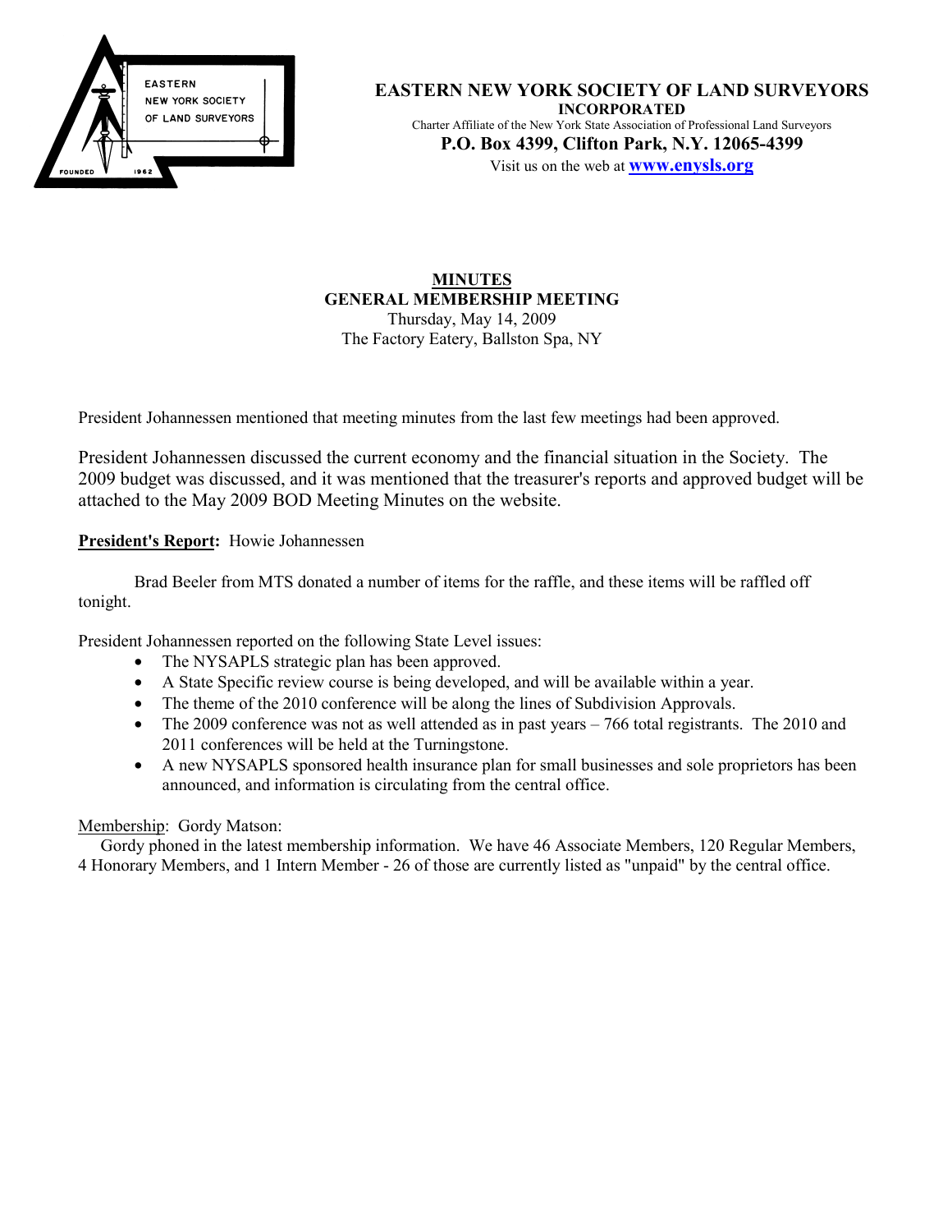# EASTERN NEW YORK SOCIETY OF LAND SURVEYORS

**INCORPORATED**

Charter Affiliate of the New York State Association of Professional Land Surveyors

**P.O. Box 4399, Clifton Park, N.Y. 12065-4399**

Visit us on the web at **www.enysls.org**

## MINUTES
## GENERAL MEMBERSHIP MEETING

Thursday, May 14, 2009
The Factory Eatery, Ballston Spa, NY

President Johannessen mentioned that meeting minutes from the last few meetings had been approved.

President Johannessen discussed the current economy and the financial situation in the Society. The 2009 budget was discussed, and it was mentioned that the treasurer's reports and approved budget will be attached to the May 2009 BOD Meeting Minutes on the website.

**President's Report:** Howie Johannessen

Brad Beeler from MTS donated a number of items for the raffle, and these items will be raffled off tonight.

President Johannessen reported on the following State Level issues:

- The NYSAPLS strategic plan has been approved.
- A State Specific review course is being developed, and will be available within a year.
- The theme of the 2010 conference will be along the lines of Subdivision Approvals.
- The 2009 conference was not as well attended as in past years – 766 total registrants. The 2010 and 2011 conferences will be held at the Turningstone.
- A new NYSAPLS sponsored health insurance plan for small businesses and sole proprietors has been announced, and information is circulating from the central office.

Membership: Gordy Matson:

Gordy phoned in the latest membership information. We have 46 Associate Members, 120 Regular Members, 4 Honorary Members, and 1 Intern Member - 26 of those are currently listed as "unpaid" by the central office.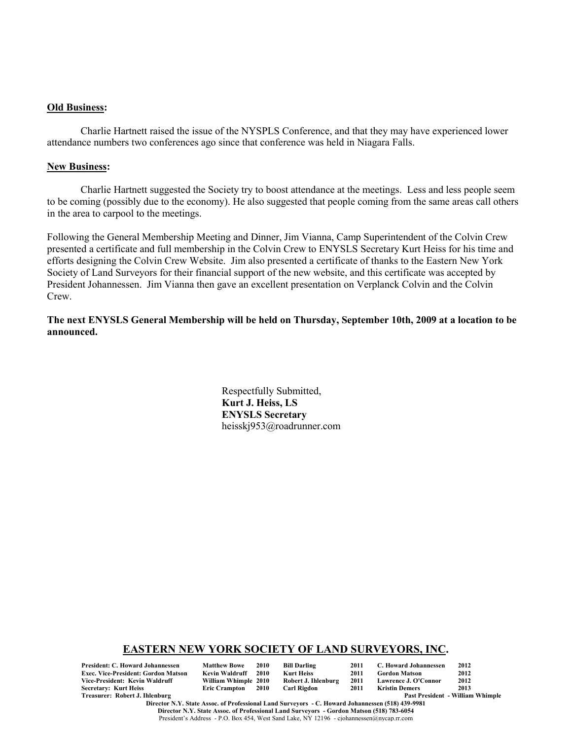**Old Business:**

Charlie Hartnett raised the issue of the NYSPLS Conference, and that they may have experienced lower attendance numbers two conferences ago since that conference was held in Niagara Falls.

**New Business:**

Charlie Hartnett suggested the Society try to boost attendance at the meetings. Less and less people seem to be coming (possibly due to the economy). He also suggested that people coming from the same areas call others in the area to carpool to the meetings.

Following the General Membership Meeting and Dinner, Jim Vianna, Camp Superintendent of the Colvin Crew presented a certificate and full membership in the Colvin Crew to ENYSLS Secretary Kurt Heiss for his time and efforts designing the Colvin Crew Website. Jim also presented a certificate of thanks to the Eastern New York Society of Land Surveyors for their financial support of the new website, and this certificate was accepted by President Johannessen. Jim Vianna then gave an excellent presentation on Verplanck Colvin and the Colvin Crew.

**The next ENYSLS General Membership will be held on Thursday, September 10th, 2009 at a location to be announced.**

Respectfully Submitted,
**Kurt J. Heiss, LS**
**ENYSLS Secretary**
heisskj953@roadrunner.com

## EASTERN NEW YORK SOCIETY OF LAND SURVEYORS, INC.

| | | | | | | | |
|---|---|---|---|---|---|---|---|
| **President: C. Howard Johannessen** | **Matthew Bowe** | **2010** | **Bill Darling** | **2011** | **C. Howard Johannessen** | **2012** | |
| **Exec. Vice-President: Gordon Matson** | **Kevin Waldruff** | **2010** | **Kurt Heiss** | **2011** | **Gordon Matson** | **2012** | |
| **Vice-President: Kevin Waldruff** | **William Whimple** | **2010** | **Robert J. Ihlenburg** | **2011** | **Lawrence J. O'Connor** | **2012** | |
| **Secretary: Kurt Heiss** | **Eric Crampton** | **2010** | **Carl Rigdon** | **2011** | **Kristin Demers** | **2013** | |
| **Treasurer: Robert J. Ihlenburg** | | | | | | | **Past President - William Whimple** |

**Director N.Y. State Assoc. of Professional Land Surveyors - C. Howard Johannessen (518) 439-9981**
**Director N.Y. State Assoc. of Professional Land Surveyors - Gordon Matson (518) 783-6054**
President's Address - P.O. Box 454, West Sand Lake, NY 12196 - cjohannessen@nycap.rr.com